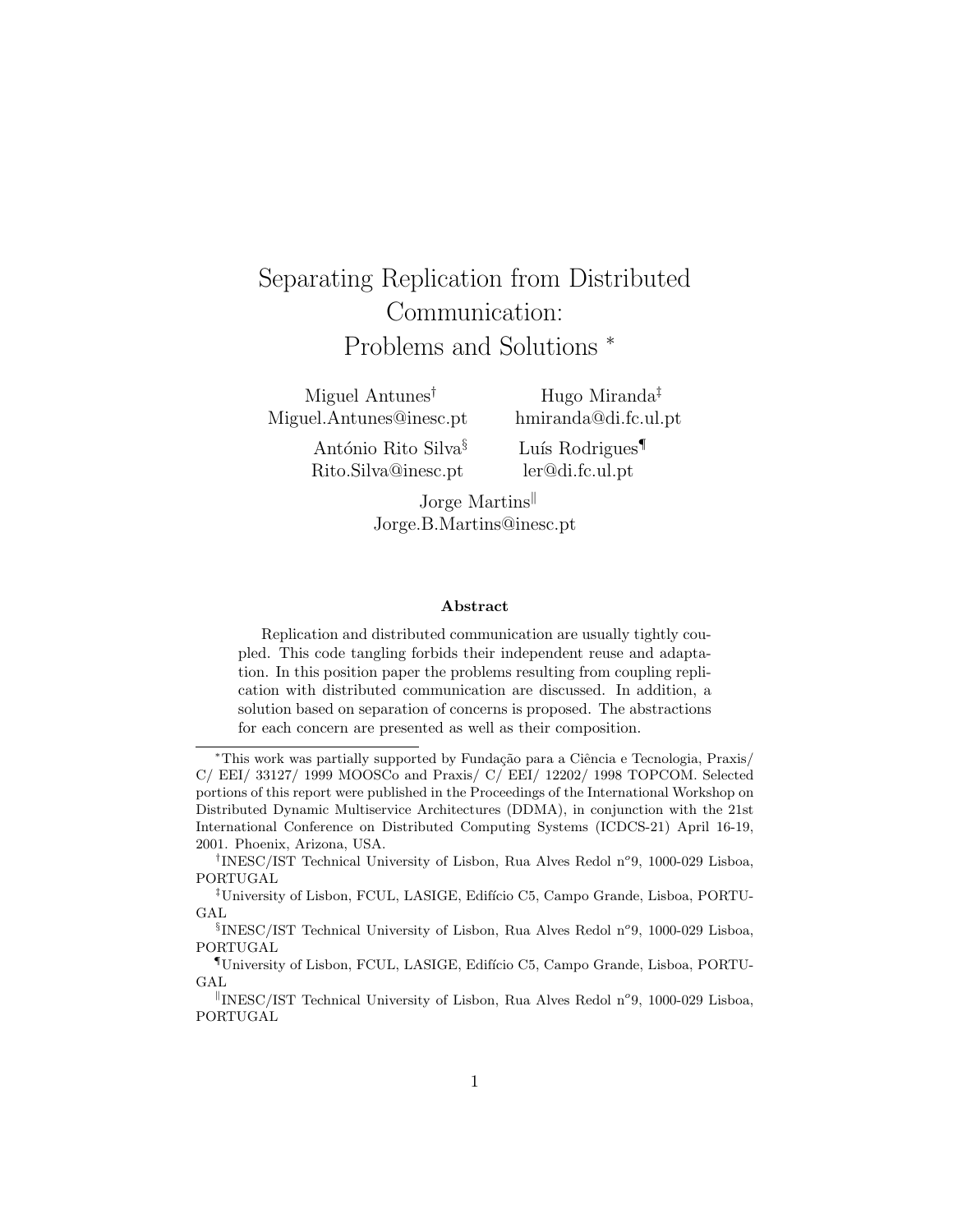# Separating Replication from Distributed Communication: Problems and Solutions [*]

Miguel Antunes[†]
Miguel.Antunes@inesc.pt

Hugo Miranda[‡]
hmiranda@di.fc.ul.pt

António Rito Silva[§]
Rito.Silva@inesc.pt

Luís Rodrigues[¶]
ler@di.fc.ul.pt

Jorge Martins[‖]
Jorge.B.Martins@inesc.pt

### Abstract

Replication and distributed communication are usually tightly coupled. This code tangling forbids their independent reuse and adaptation. In this position paper the problems resulting from coupling replication with distributed communication are discussed. In addition, a solution based on separation of concerns is proposed. The abstractions for each concern are presented as well as their composition.

---

[*] This work was partially supported by Fundação para a Ciência e Tecnologia, Praxis/ C/ EEI/ 33127/ 1999 MOOSCo and Praxis/ C/ EEI/ 12202/ 1998 TOPCOM. Selected portions of this report were published in the Proceedings of the International Workshop on Distributed Dynamic Multiservice Architectures (DDMA), in conjunction with the 21st International Conference on Distributed Computing Systems (ICDCS-21) April 16-19, 2001. Phoenix, Arizona, USA.

[†] INESC/IST Technical University of Lisbon, Rua Alves Redol n$^o$9, 1000-029 Lisboa, PORTUGAL

[‡] University of Lisbon, FCUL, LASIGE, Edifício C5, Campo Grande, Lisboa, PORTUGAL

[§] INESC/IST Technical University of Lisbon, Rua Alves Redol n$^o$9, 1000-029 Lisboa, PORTUGAL

[¶] University of Lisbon, FCUL, LASIGE, Edifício C5, Campo Grande, Lisboa, PORTUGAL

[‖] INESC/IST Technical University of Lisbon, Rua Alves Redol n$^o$9, 1000-029 Lisboa, PORTUGAL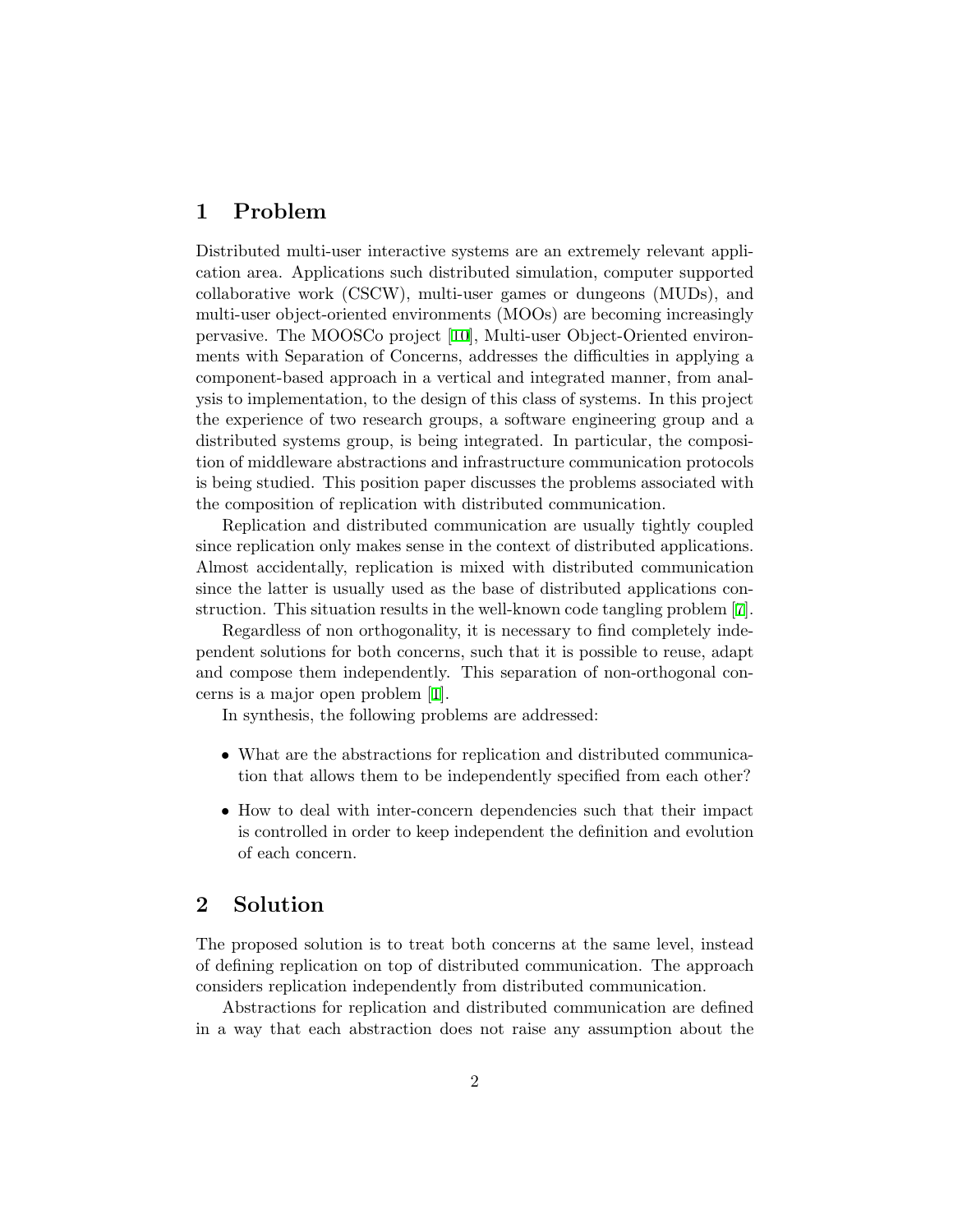# 1 Problem

Distributed multi-user interactive systems are an extremely relevant application area. Applications such distributed simulation, computer supported collaborative work (CSCW), multi-user games or dungeons (MUDs), and multi-user object-oriented environments (MOOs) are becoming increasingly pervasive. The MOOSCo project [10], Multi-user Object-Oriented environments with Separation of Concerns, addresses the difficulties in applying a component-based approach in a vertical and integrated manner, from analysis to implementation, to the design of this class of systems. In this project the experience of two research groups, a software engineering group and a distributed systems group, is being integrated. In particular, the composition of middleware abstractions and infrastructure communication protocols is being studied. This position paper discusses the problems associated with the composition of replication with distributed communication.

Replication and distributed communication are usually tightly coupled since replication only makes sense in the context of distributed applications. Almost accidentally, replication is mixed with distributed communication since the latter is usually used as the base of distributed applications construction. This situation results in the well-known code tangling problem [7].

Regardless of non orthogonality, it is necessary to find completely independent solutions for both concerns, such that it is possible to reuse, adapt and compose them independently. This separation of non-orthogonal concerns is a major open problem [1].

In synthesis, the following problems are addressed:

- What are the abstractions for replication and distributed communication that allows them to be independently specified from each other?
- How to deal with inter-concern dependencies such that their impact is controlled in order to keep independent the definition and evolution of each concern.

# 2 Solution

The proposed solution is to treat both concerns at the same level, instead of defining replication on top of distributed communication. The approach considers replication independently from distributed communication.

Abstractions for replication and distributed communication are defined in a way that each abstraction does not raise any assumption about the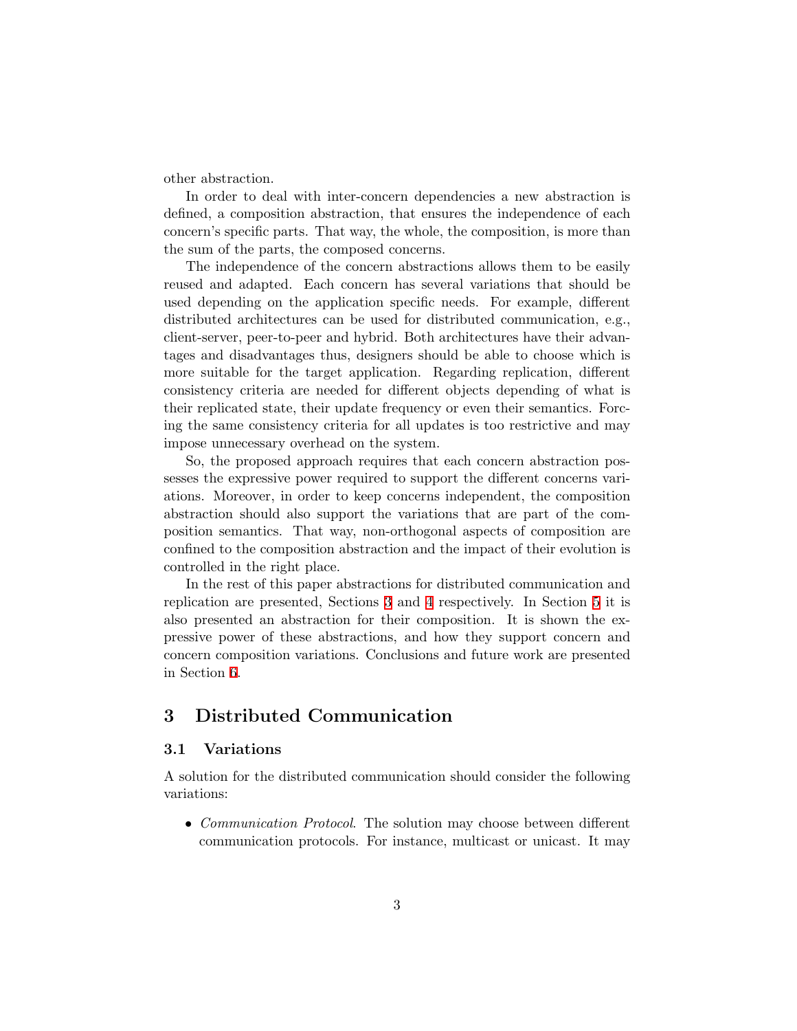other abstraction.

In order to deal with inter-concern dependencies a new abstraction is defined, a composition abstraction, that ensures the independence of each concern's specific parts. That way, the whole, the composition, is more than the sum of the parts, the composed concerns.

The independence of the concern abstractions allows them to be easily reused and adapted. Each concern has several variations that should be used depending on the application specific needs. For example, different distributed architectures can be used for distributed communication, e.g., client-server, peer-to-peer and hybrid. Both architectures have their advantages and disadvantages thus, designers should be able to choose which is more suitable for the target application. Regarding replication, different consistency criteria are needed for different objects depending of what is their replicated state, their update frequency or even their semantics. Forcing the same consistency criteria for all updates is too restrictive and may impose unnecessary overhead on the system.

So, the proposed approach requires that each concern abstraction possesses the expressive power required to support the different concerns variations. Moreover, in order to keep concerns independent, the composition abstraction should also support the variations that are part of the composition semantics. That way, non-orthogonal aspects of composition are confined to the composition abstraction and the impact of their evolution is controlled in the right place.

In the rest of this paper abstractions for distributed communication and replication are presented, Sections 3 and 4 respectively. In Section 5 it is also presented an abstraction for their composition. It is shown the expressive power of these abstractions, and how they support concern and concern composition variations. Conclusions and future work are presented in Section 6.

# 3 Distributed Communication

## 3.1 Variations

A solution for the distributed communication should consider the following variations:

- *Communication Protocol*. The solution may choose between different communication protocols. For instance, multicast or unicast. It may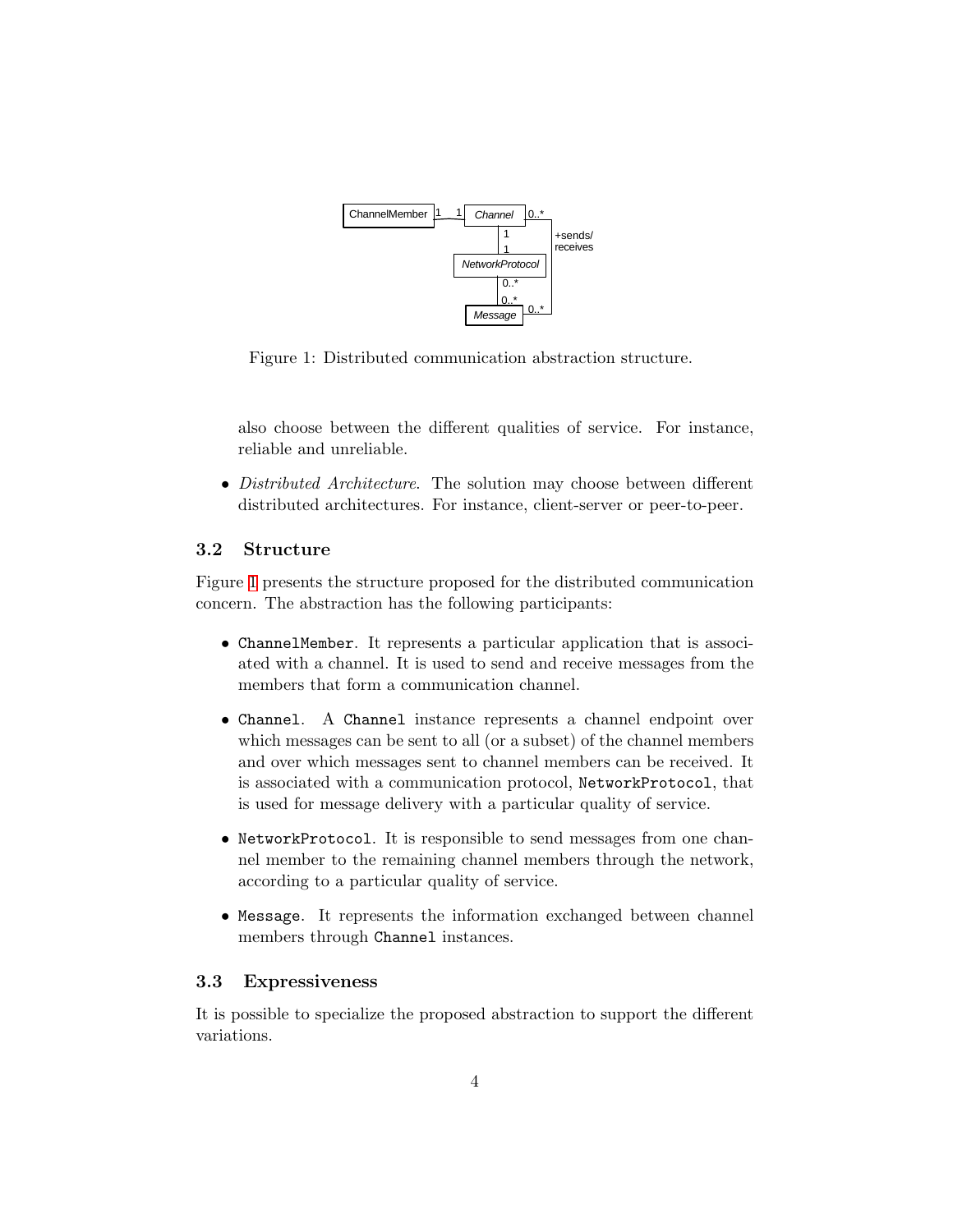Figure 1: Distributed communication abstraction structure.

also choose between the different qualities of service. For instance, reliable and unreliable.

- *Distributed Architecture*. The solution may choose between different distributed architectures. For instance, client-server or peer-to-peer.

### 3.2 Structure

Figure 1 presents the structure proposed for the distributed communication concern. The abstraction has the following participants:

- `ChannelMember`. It represents a particular application that is associated with a channel. It is used to send and receive messages from the members that form a communication channel.
- `Channel`. A `Channel` instance represents a channel endpoint over which messages can be sent to all (or a subset) of the channel members and over which messages sent to channel members can be received. It is associated with a communication protocol, `NetworkProtocol`, that is used for message delivery with a particular quality of service.
- `NetworkProtocol`. It is responsible to send messages from one channel member to the remaining channel members through the network, according to a particular quality of service.
- `Message`. It represents the information exchanged between channel members through `Channel` instances.

### 3.3 Expressiveness

It is possible to specialize the proposed abstraction to support the different variations.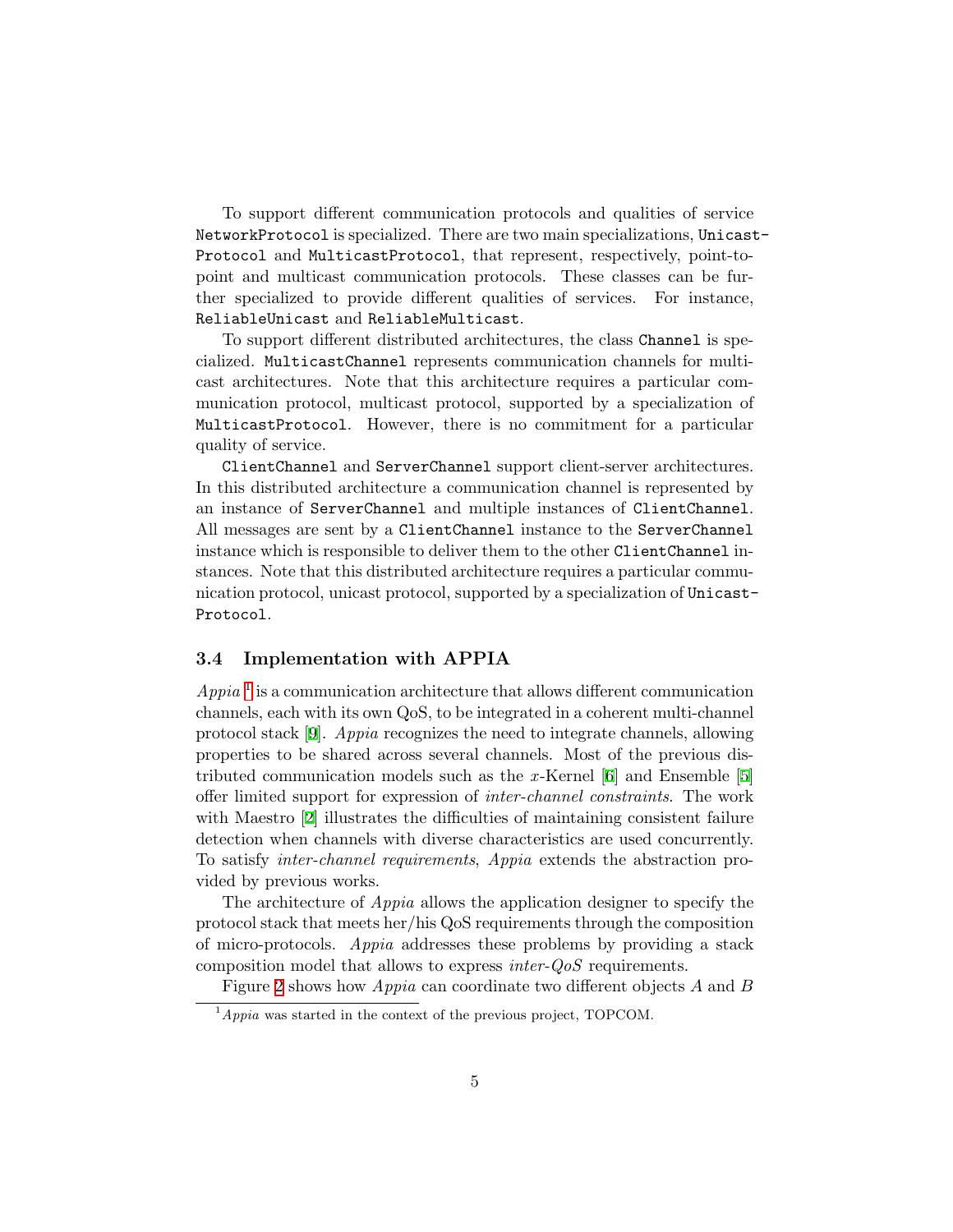To support different communication protocols and qualities of service `NetworkProtocol` is specialized. There are two main specializations, `UnicastProtocol` and `MulticastProtocol`, that represent, respectively, point-to-point and multicast communication protocols. These classes can be further specialized to provide different qualities of services. For instance, `ReliableUnicast` and `ReliableMulticast`.

To support different distributed architectures, the class `Channel` is specialized. `MulticastChannel` represents communication channels for multicast architectures. Note that this architecture requires a particular communication protocol, multicast protocol, supported by a specialization of `MulticastProtocol`. However, there is no commitment for a particular quality of service.

`ClientChannel` and `ServerChannel` support client-server architectures. In this distributed architecture a communication channel is represented by an instance of `ServerChannel` and multiple instances of `ClientChannel`. All messages are sent by a `ClientChannel` instance to the `ServerChannel` instance which is responsible to deliver them to the other `ClientChannel` instances. Note that this distributed architecture requires a particular communication protocol, unicast protocol, supported by a specialization of `UnicastProtocol`.

### 3.4 Implementation with APPIA

*Appia* [1] is a communication architecture that allows different communication channels, each with its own QoS, to be integrated in a coherent multi-channel protocol stack [9]. *Appia* recognizes the need to integrate channels, allowing properties to be shared across several channels. Most of the previous distributed communication models such as the $x$-Kernel [6] and Ensemble [5] offer limited support for expression of *inter-channel constraints*. The work with Maestro [2] illustrates the difficulties of maintaining consistent failure detection when channels with diverse characteristics are used concurrently. To satisfy *inter-channel requirements*, *Appia* extends the abstraction provided by previous works.

The architecture of *Appia* allows the application designer to specify the protocol stack that meets her/his QoS requirements through the composition of micro-protocols. *Appia* addresses these problems by providing a stack composition model that allows to express *inter-QoS* requirements.

Figure 2 shows how *Appia* can coordinate two different objects $A$ and $B$

[1] *Appia* was started in the context of the previous project, TOPCOM.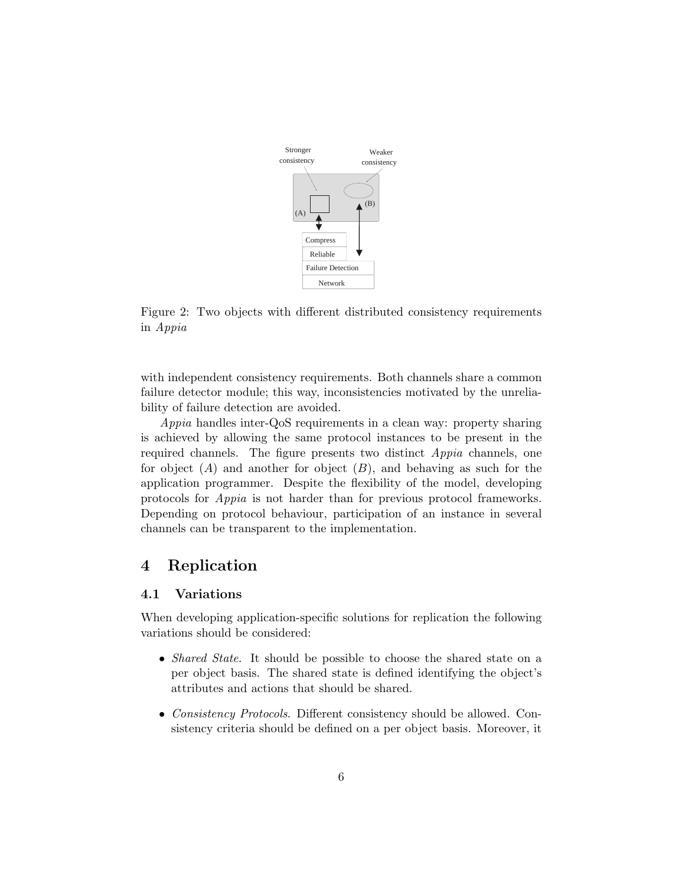Figure 2: Two objects with different distributed consistency requirements in *Appia*

with independent consistency requirements. Both channels share a common failure detector module; this way, inconsistencies motivated by the unreliability of failure detection are avoided.

*Appia* handles inter-QoS requirements in a clean way: property sharing is achieved by allowing the same protocol instances to be present in the required channels. The figure presents two distinct *Appia* channels, one for object $(A)$ and another for object $(B)$, and behaving as such for the application programmer. Despite the flexibility of the model, developing protocols for *Appia* is not harder than for previous protocol frameworks. Depending on protocol behaviour, participation of an instance in several channels can be transparent to the implementation.

# 4 Replication

## 4.1 Variations

When developing application-specific solutions for replication the following variations should be considered:

- *Shared State*. It should be possible to choose the shared state on a per object basis. The shared state is defined identifying the object's attributes and actions that should be shared.

- *Consistency Protocols*. Different consistency should be allowed. Consistency criteria should be defined on a per object basis. Moreover, it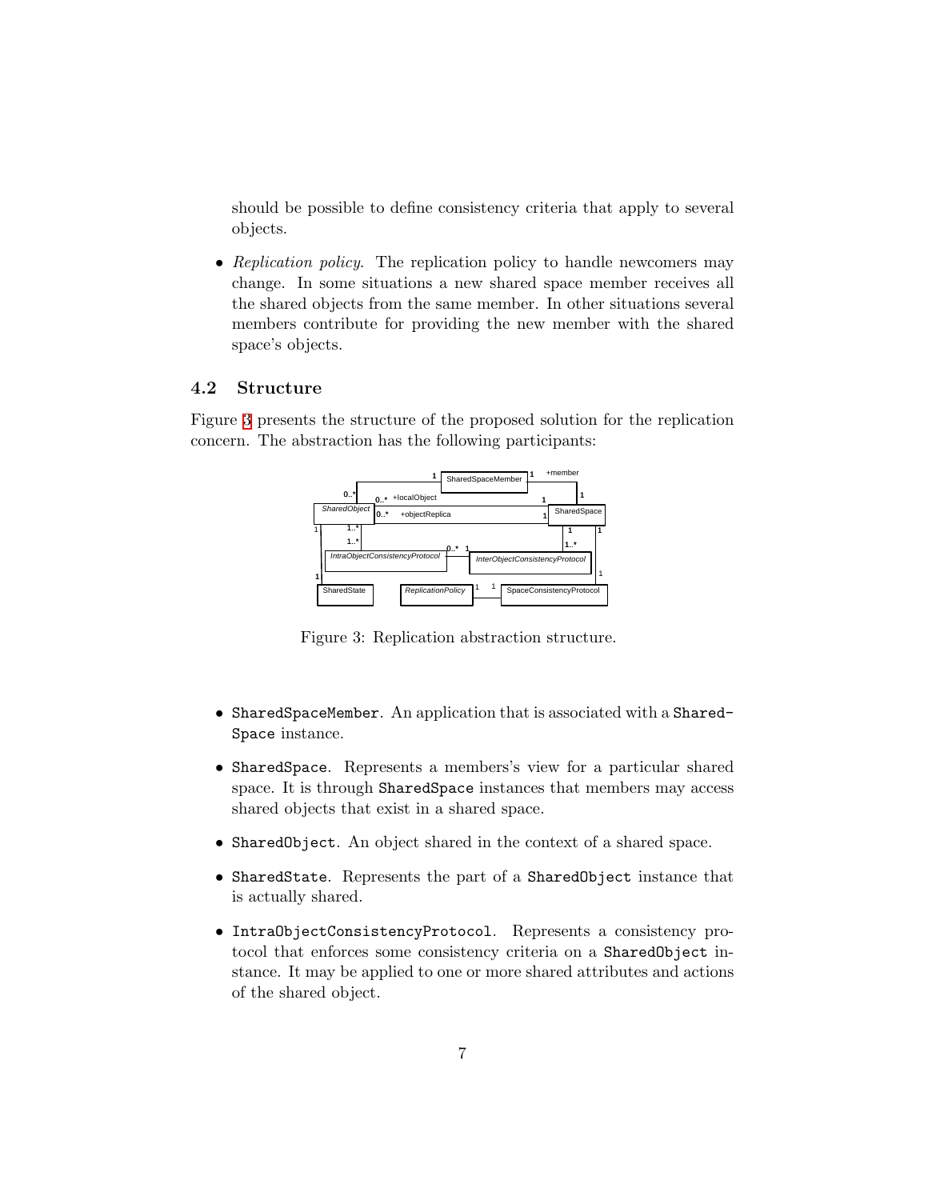should be possible to define consistency criteria that apply to several objects.

- *Replication policy*. The replication policy to handle newcomers may change. In some situations a new shared space member receives all the shared objects from the same member. In other situations several members contribute for providing the new member with the shared space's objects.

## 4.2 Structure

Figure 3 presents the structure of the proposed solution for the replication concern. The abstraction has the following participants:

Figure 3: Replication abstraction structure.

- `SharedSpaceMember`. An application that is associated with a `SharedSpace` instance.

- `SharedSpace`. Represents a members's view for a particular shared space. It is through `SharedSpace` instances that members may access shared objects that exist in a shared space.

- `SharedObject`. An object shared in the context of a shared space.

- `SharedState`. Represents the part of a `SharedObject` instance that is actually shared.

- `IntraObjectConsistencyProtocol`. Represents a consistency protocol that enforces some consistency criteria on a `SharedObject` instance. It may be applied to one or more shared attributes and actions of the shared object.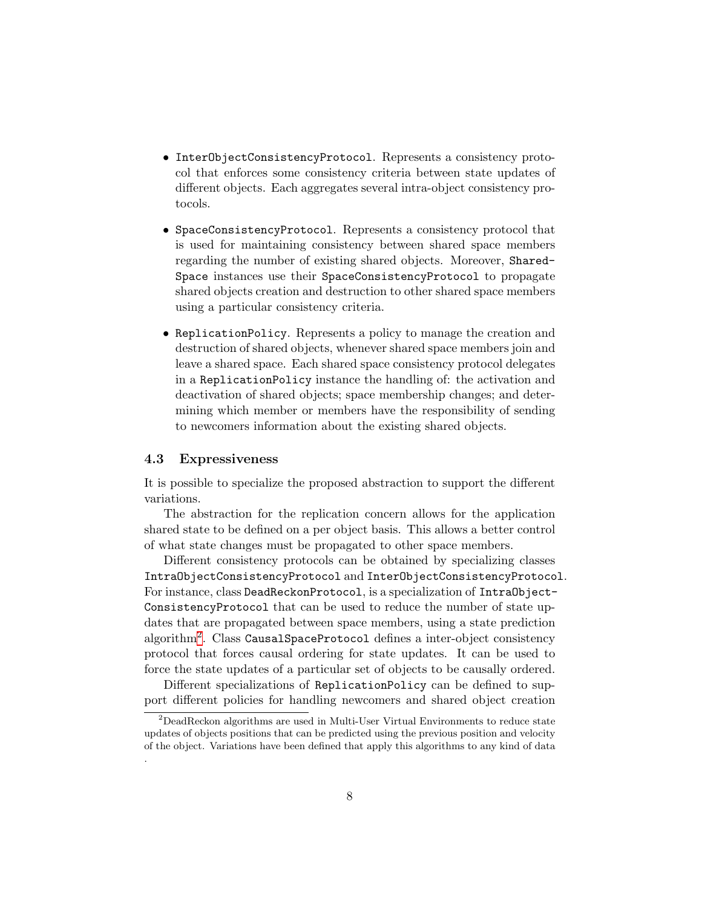- `InterObjectConsistencyProtocol`. Represents a consistency protocol that enforces some consistency criteria between state updates of different objects. Each aggregates several intra-object consistency protocols.

- `SpaceConsistencyProtocol`. Represents a consistency protocol that is used for maintaining consistency between shared space members regarding the number of existing shared objects. Moreover, `SharedSpace` instances use their `SpaceConsistencyProtocol` to propagate shared objects creation and destruction to other shared space members using a particular consistency criteria.

- `ReplicationPolicy`. Represents a policy to manage the creation and destruction of shared objects, whenever shared space members join and leave a shared space. Each shared space consistency protocol delegates in a `ReplicationPolicy` instance the handling of: the activation and deactivation of shared objects; space membership changes; and determining which member or members have the responsibility of sending to newcomers information about the existing shared objects.

### 4.3 Expressiveness

It is possible to specialize the proposed abstraction to support the different variations.

The abstraction for the replication concern allows for the application shared state to be defined on a per object basis. This allows a better control of what state changes must be propagated to other space members.

Different consistency protocols can be obtained by specializing classes `IntraObjectConsistencyProtocol` and `InterObjectConsistencyProtocol`. For instance, class `DeadReckonProtocol`, is a specialization of `IntraObjectConsistencyProtocol` that can be used to reduce the number of state updates that are propagated between space members, using a state prediction algorithm[2]. Class `CausalSpaceProtocol` defines a inter-object consistency protocol that forces causal ordering for state updates. It can be used to force the state updates of a particular set of objects to be causally ordered.

Different specializations of `ReplicationPolicy` can be defined to support different policies for handling newcomers and shared object creation

[2] DeadReckon algorithms are used in Multi-User Virtual Environments to reduce state updates of objects positions that can be predicted using the previous position and velocity of the object. Variations have been defined that apply this algorithms to any kind of data .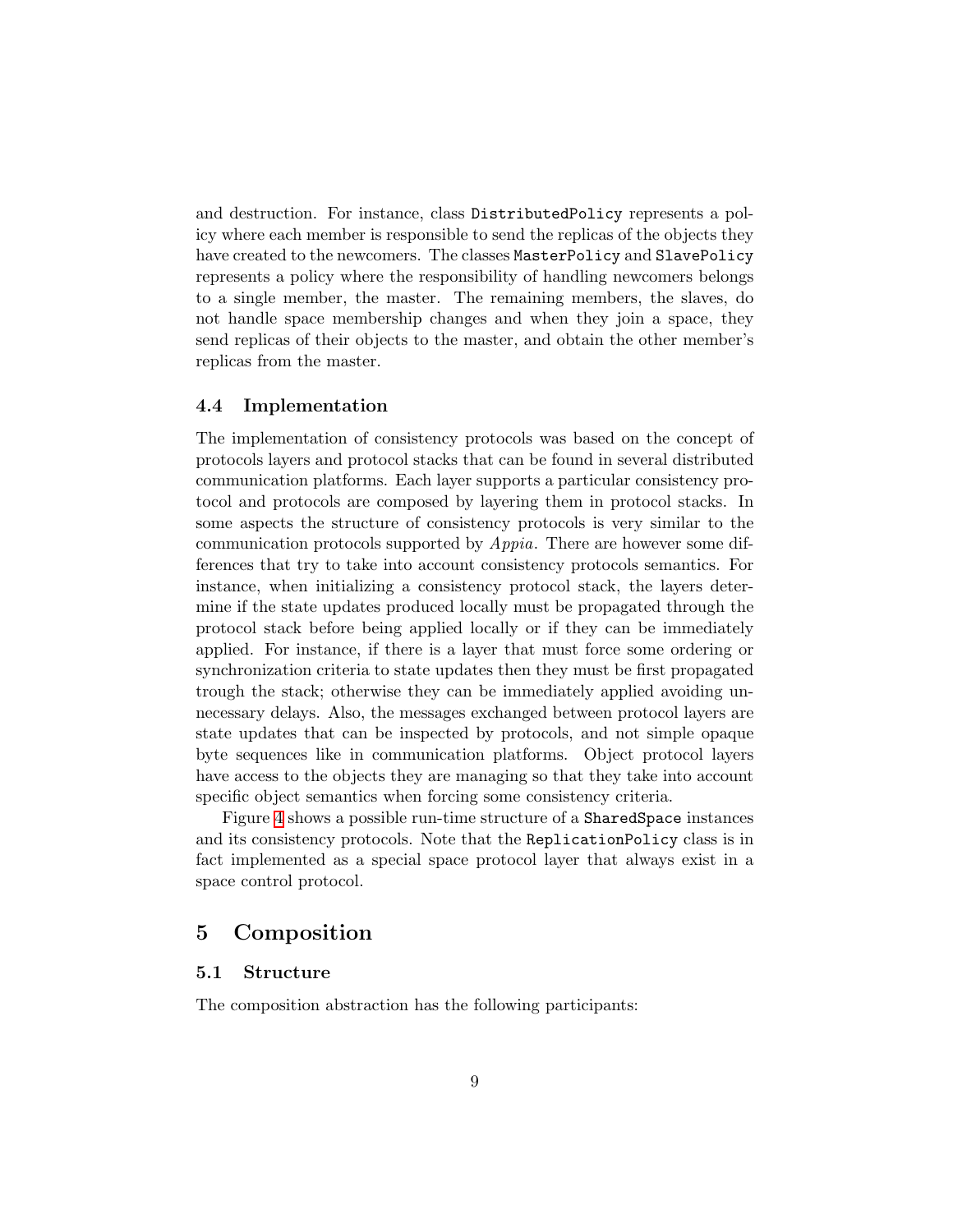and destruction. For instance, class `DistributedPolicy` represents a policy where each member is responsible to send the replicas of the objects they have created to the newcomers. The classes `MasterPolicy` and `SlavePolicy` represents a policy where the responsibility of handling newcomers belongs to a single member, the master. The remaining members, the slaves, do not handle space membership changes and when they join a space, they send replicas of their objects to the master, and obtain the other member's replicas from the master.

### 4.4 Implementation

The implementation of consistency protocols was based on the concept of protocols layers and protocol stacks that can be found in several distributed communication platforms. Each layer supports a particular consistency protocol and protocols are composed by layering them in protocol stacks. In some aspects the structure of consistency protocols is very similar to the communication protocols supported by *Appia*. There are however some differences that try to take into account consistency protocols semantics. For instance, when initializing a consistency protocol stack, the layers determine if the state updates produced locally must be propagated through the protocol stack before being applied locally or if they can be immediately applied. For instance, if there is a layer that must force some ordering or synchronization criteria to state updates then they must be first propagated trough the stack; otherwise they can be immediately applied avoiding unnecessary delays. Also, the messages exchanged between protocol layers are state updates that can be inspected by protocols, and not simple opaque byte sequences like in communication platforms. Object protocol layers have access to the objects they are managing so that they take into account specific object semantics when forcing some consistency criteria.

Figure 4 shows a possible run-time structure of a `SharedSpace` instances and its consistency protocols. Note that the `ReplicationPolicy` class is in fact implemented as a special space protocol layer that always exist in a space control protocol.

## 5 Composition

### 5.1 Structure

The composition abstraction has the following participants: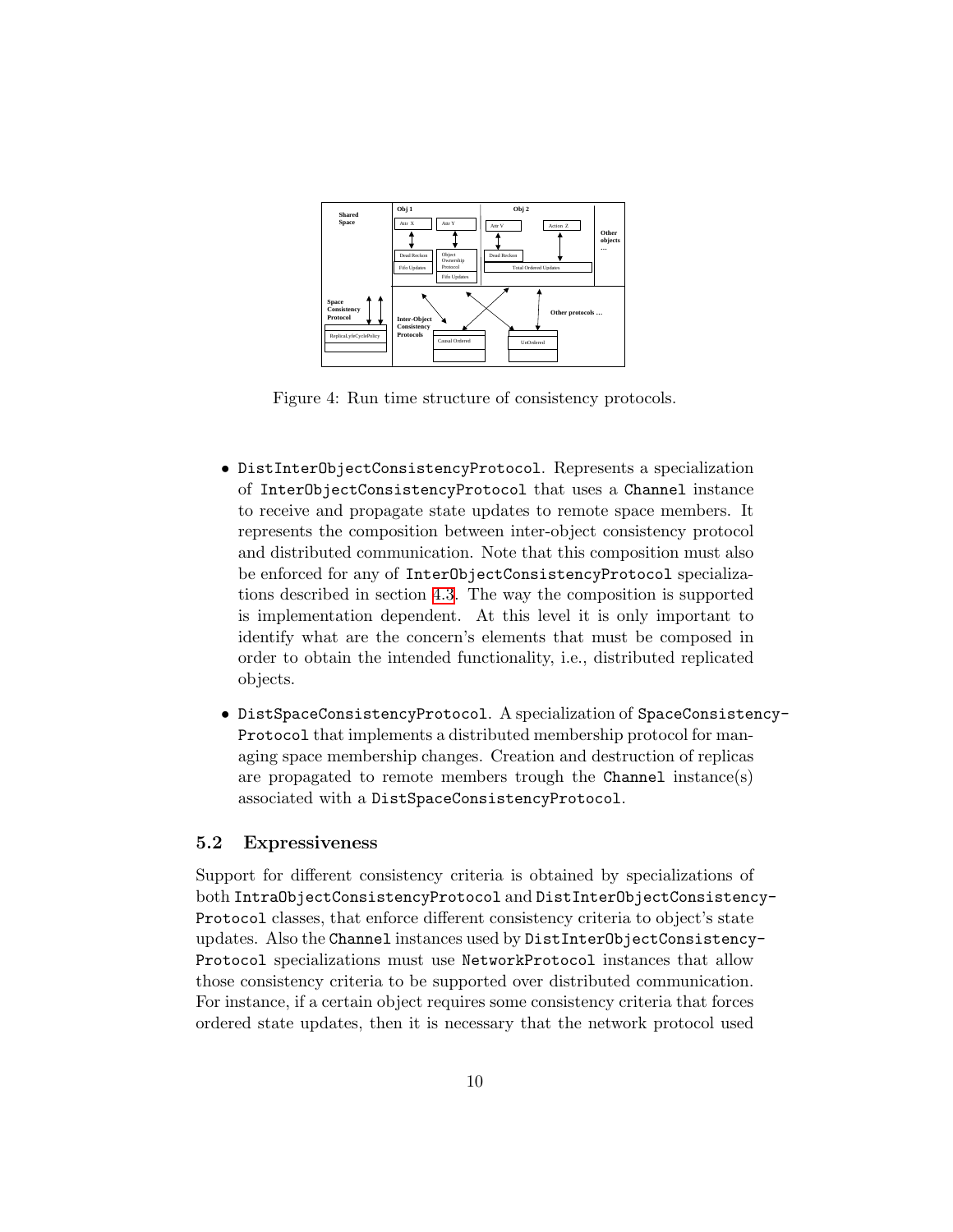Figure 4: Run time structure of consistency protocols.

- DistInterObjectConsistencyProtocol. Represents a specialization of InterObjectConsistencyProtocol that uses a Channel instance to receive and propagate state updates to remote space members. It represents the composition between inter-object consistency protocol and distributed communication. Note that this composition must also be enforced for any of InterObjectConsistencyProtocol specializations described in section 4.3. The way the composition is supported is implementation dependent. At this level it is only important to identify what are the concern's elements that must be composed in order to obtain the intended functionality, i.e., distributed replicated objects.
- DistSpaceConsistencyProtocol. A specialization of SpaceConsistencyProtocol that implements a distributed membership protocol for managing space membership changes. Creation and destruction of replicas are propagated to remote members trough the Channel instance(s) associated with a DistSpaceConsistencyProtocol.

### 5.2 Expressiveness

Support for different consistency criteria is obtained by specializations of both IntraObjectConsistencyProtocol and DistInterObjectConsistencyProtocol classes, that enforce different consistency criteria to object's state updates. Also the Channel instances used by DistInterObjectConsistencyProtocol specializations must use NetworkProtocol instances that allow those consistency criteria to be supported over distributed communication. For instance, if a certain object requires some consistency criteria that forces ordered state updates, then it is necessary that the network protocol used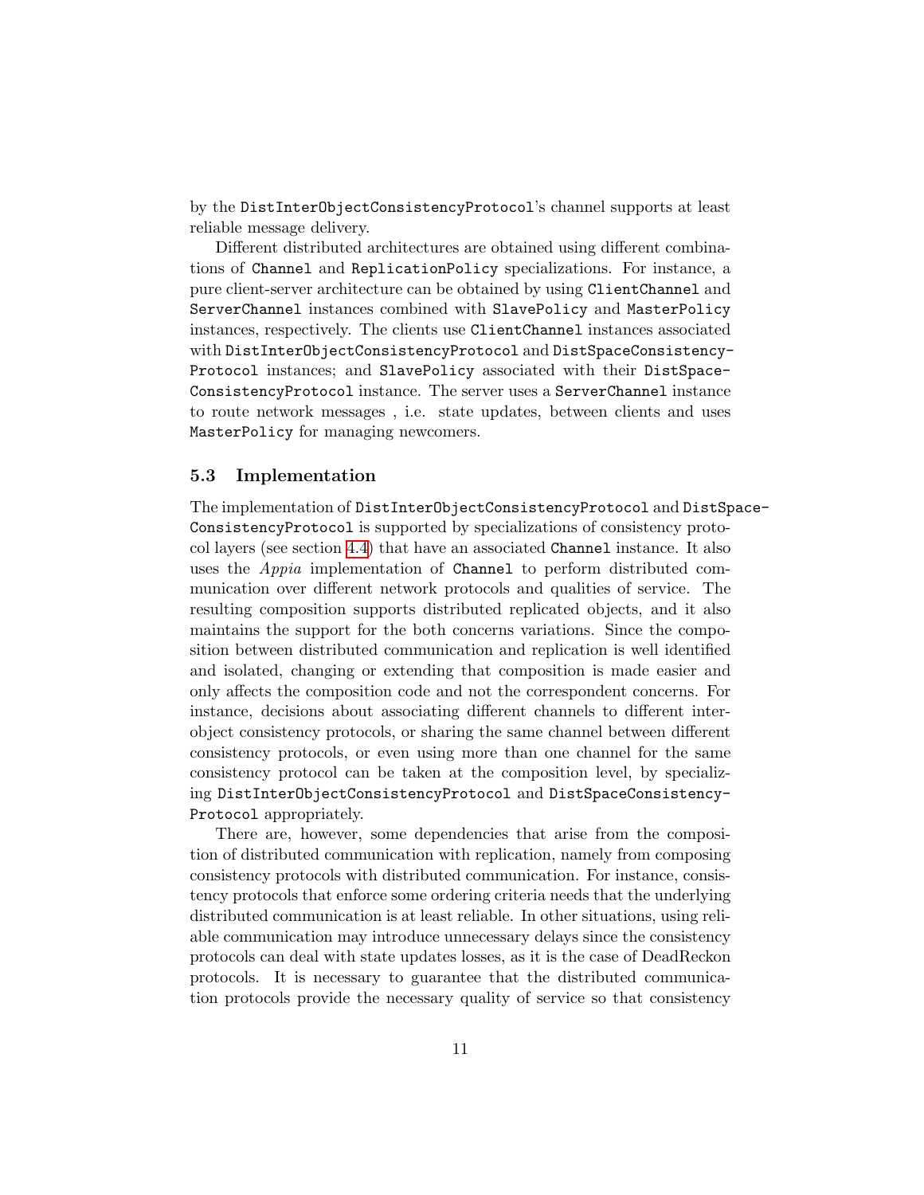by the `DistInterObjectConsistencyProtocol`'s channel supports at least reliable message delivery.

Different distributed architectures are obtained using different combinations of `Channel` and `ReplicationPolicy` specializations. For instance, a pure client-server architecture can be obtained by using `ClientChannel` and `ServerChannel` instances combined with `SlavePolicy` and `MasterPolicy` instances, respectively. The clients use `ClientChannel` instances associated with `DistInterObjectConsistencyProtocol` and `DistSpaceConsistencyProtocol` instances; and `SlavePolicy` associated with their `DistSpaceConsistencyProtocol` instance. The server uses a `ServerChannel` instance to route network messages , i.e. state updates, between clients and uses `MasterPolicy` for managing newcomers.

### 5.3 Implementation

The implementation of `DistInterObjectConsistencyProtocol` and `DistSpaceConsistencyProtocol` is supported by specializations of consistency protocol layers (see section 4.4) that have an associated `Channel` instance. It also uses the *Appia* implementation of `Channel` to perform distributed communication over different network protocols and qualities of service. The resulting composition supports distributed replicated objects, and it also maintains the support for the both concerns variations. Since the composition between distributed communication and replication is well identified and isolated, changing or extending that composition is made easier and only affects the composition code and not the correspondent concerns. For instance, decisions about associating different channels to different inter-object consistency protocols, or sharing the same channel between different consistency protocols, or even using more than one channel for the same consistency protocol can be taken at the composition level, by specializing `DistInterObjectConsistencyProtocol` and `DistSpaceConsistencyProtocol` appropriately.

There are, however, some dependencies that arise from the composition of distributed communication with replication, namely from composing consistency protocols with distributed communication. For instance, consistency protocols that enforce some ordering criteria needs that the underlying distributed communication is at least reliable. In other situations, using reliable communication may introduce unnecessary delays since the consistency protocols can deal with state updates losses, as it is the case of DeadReckon protocols. It is necessary to guarantee that the distributed communication protocols provide the necessary quality of service so that consistency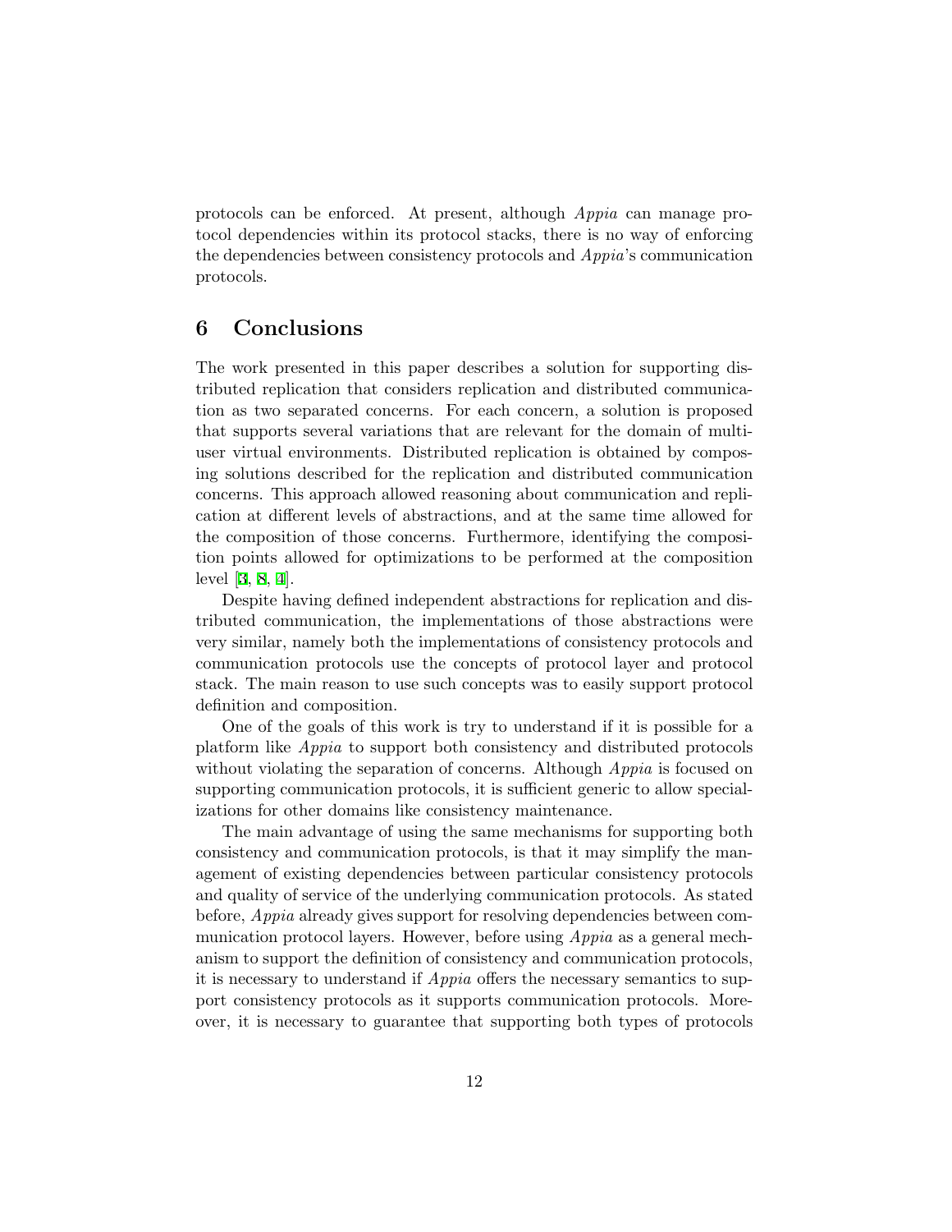protocols can be enforced. At present, although *Appia* can manage protocol dependencies within its protocol stacks, there is no way of enforcing the dependencies between consistency protocols and *Appia*'s communication protocols.

## 6 Conclusions

The work presented in this paper describes a solution for supporting distributed replication that considers replication and distributed communication as two separated concerns. For each concern, a solution is proposed that supports several variations that are relevant for the domain of multi-user virtual environments. Distributed replication is obtained by composing solutions described for the replication and distributed communication concerns. This approach allowed reasoning about communication and replication at different levels of abstractions, and at the same time allowed for the composition of those concerns. Furthermore, identifying the composition points allowed for optimizations to be performed at the composition level [3, 8, 4].

Despite having defined independent abstractions for replication and distributed communication, the implementations of those abstractions were very similar, namely both the implementations of consistency protocols and communication protocols use the concepts of protocol layer and protocol stack. The main reason to use such concepts was to easily support protocol definition and composition.

One of the goals of this work is try to understand if it is possible for a platform like *Appia* to support both consistency and distributed protocols without violating the separation of concerns. Although *Appia* is focused on supporting communication protocols, it is sufficient generic to allow specializations for other domains like consistency maintenance.

The main advantage of using the same mechanisms for supporting both consistency and communication protocols, is that it may simplify the management of existing dependencies between particular consistency protocols and quality of service of the underlying communication protocols. As stated before, *Appia* already gives support for resolving dependencies between communication protocol layers. However, before using *Appia* as a general mechanism to support the definition of consistency and communication protocols, it is necessary to understand if *Appia* offers the necessary semantics to support consistency protocols as it supports communication protocols. Moreover, it is necessary to guarantee that supporting both types of protocols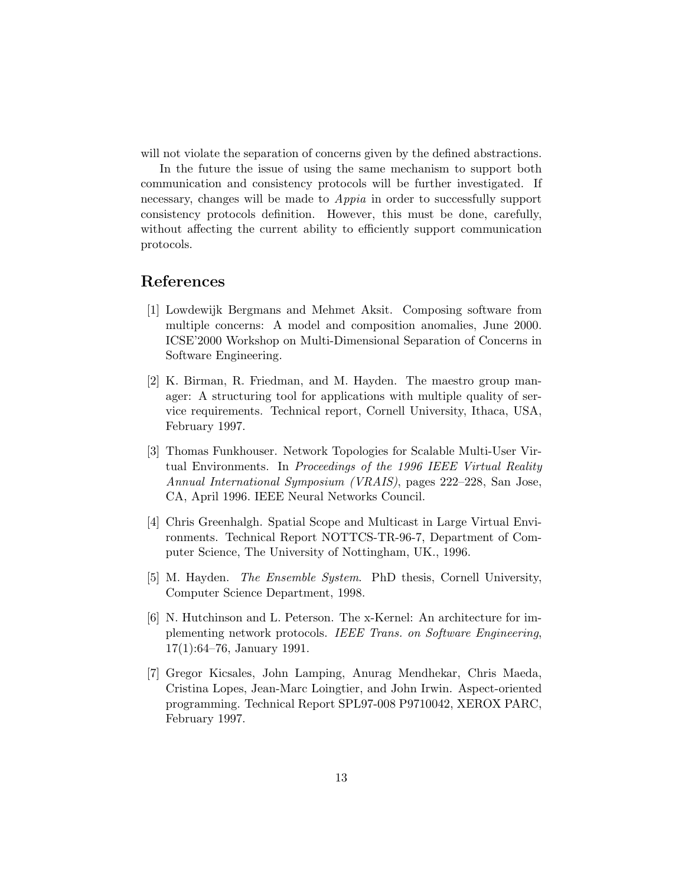will not violate the separation of concerns given by the defined abstractions.

In the future the issue of using the same mechanism to support both communication and consistency protocols will be further investigated. If necessary, changes will be made to *Appia* in order to successfully support consistency protocols definition. However, this must be done, carefully, without affecting the current ability to efficiently support communication protocols.

## References

[1] Lowdewijk Bergmans and Mehmet Aksit. Composing software from multiple concerns: A model and composition anomalies, June 2000. ICSE'2000 Workshop on Multi-Dimensional Separation of Concerns in Software Engineering.

[2] K. Birman, R. Friedman, and M. Hayden. The maestro group manager: A structuring tool for applications with multiple quality of service requirements. Technical report, Cornell University, Ithaca, USA, February 1997.

[3] Thomas Funkhouser. Network Topologies for Scalable Multi-User Virtual Environments. In *Proceedings of the 1996 IEEE Virtual Reality Annual International Symposium (VRAIS)*, pages 222–228, San Jose, CA, April 1996. IEEE Neural Networks Council.

[4] Chris Greenhalgh. Spatial Scope and Multicast in Large Virtual Environments. Technical Report NOTTCS-TR-96-7, Department of Computer Science, The University of Nottingham, UK., 1996.

[5] M. Hayden. *The Ensemble System*. PhD thesis, Cornell University, Computer Science Department, 1998.

[6] N. Hutchinson and L. Peterson. The x-Kernel: An architecture for implementing network protocols. *IEEE Trans. on Software Engineering*, 17(1):64–76, January 1991.

[7] Gregor Kicsales, John Lamping, Anurag Mendhekar, Chris Maeda, Cristina Lopes, Jean-Marc Loingtier, and John Irwin. Aspect-oriented programming. Technical Report SPL97-008 P9710042, XEROX PARC, February 1997.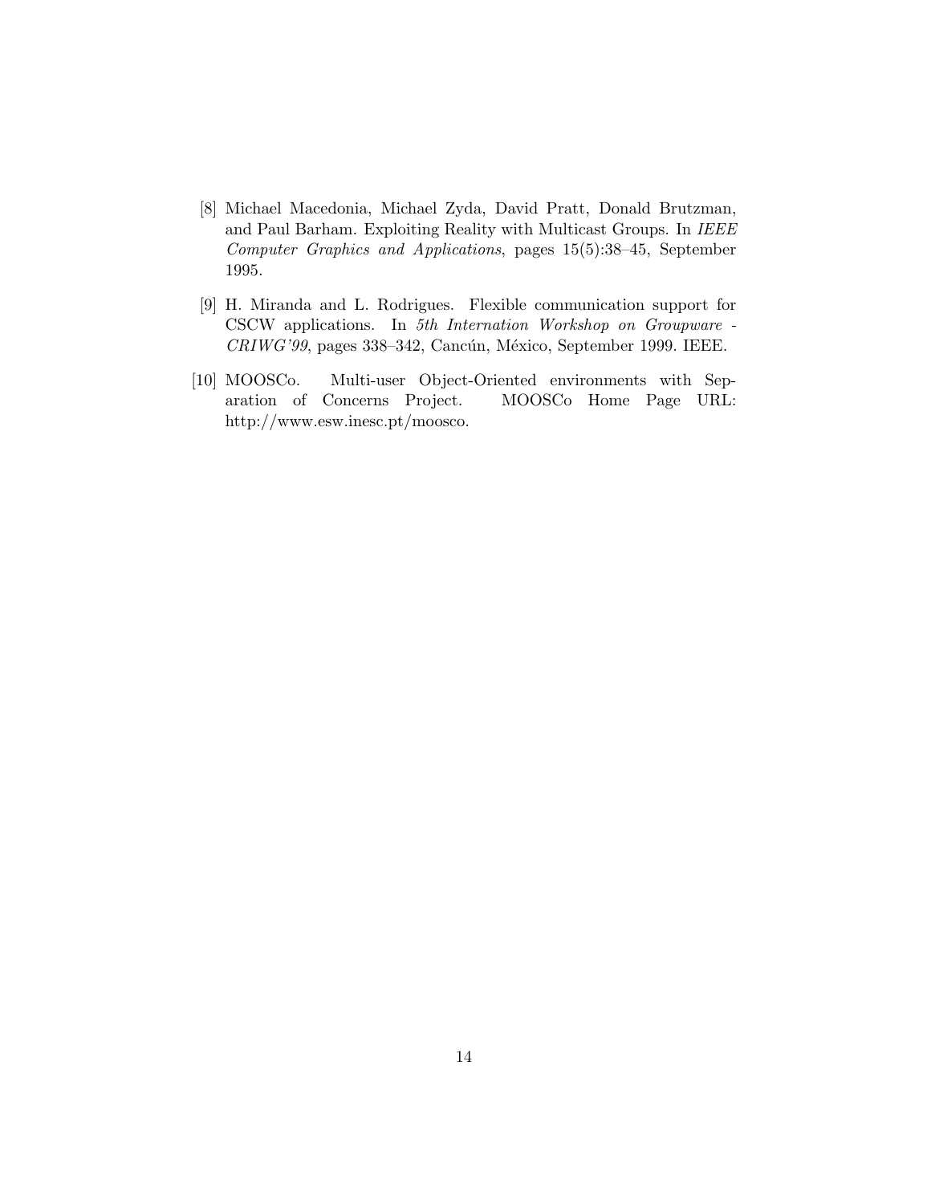[8] Michael Macedonia, Michael Zyda, David Pratt, Donald Brutzman, and Paul Barham. Exploiting Reality with Multicast Groups. In *IEEE Computer Graphics and Applications*, pages 15(5):38–45, September 1995.

[9] H. Miranda and L. Rodrigues. Flexible communication support for CSCW applications. In *5th Internation Workshop on Groupware - CRIWG'99*, pages 338–342, Cancún, México, September 1999. IEEE.

[10] MOOSCo. Multi-user Object-Oriented environments with Separation of Concerns Project. MOOSCo Home Page URL: http://www.esw.inesc.pt/moosco.